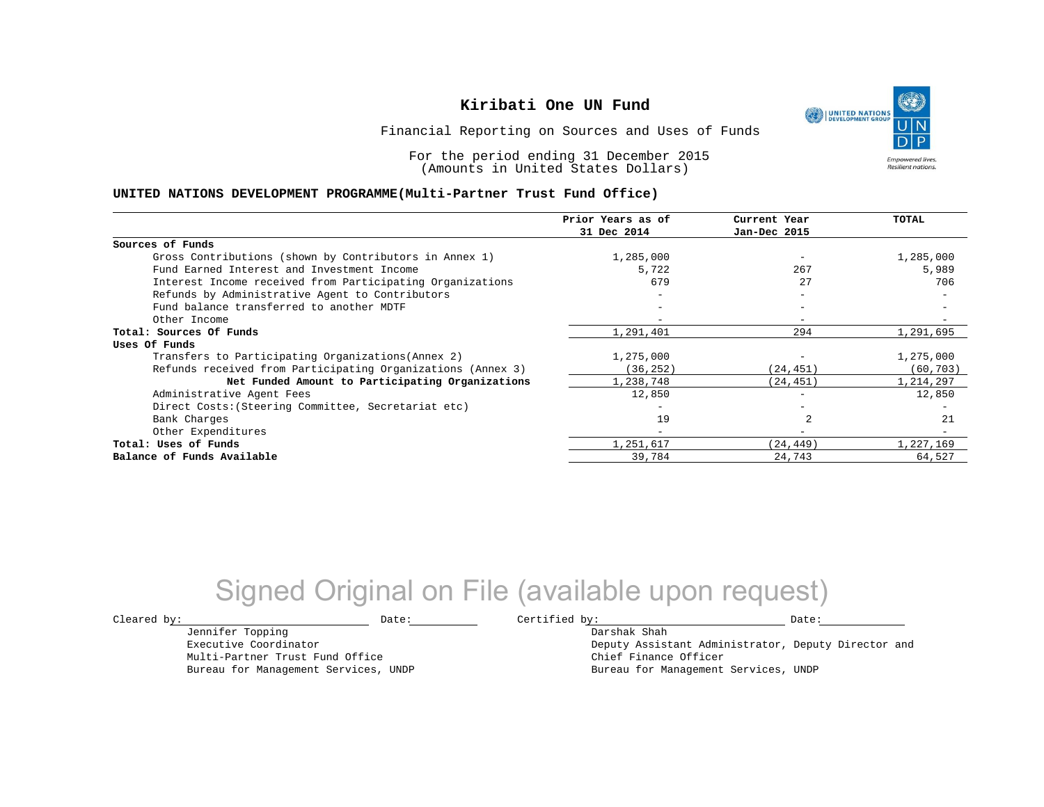# Kiribati One UN Fund

Financial Reporting on Sources and Uses of Funds

For the period ending 31 December 2015
(Amounts in United States Dollars)

## UNITED NATIONS DEVELOPMENT PROGRAMME(Multi-Partner Trust Fund Office)

| | Prior Years as of 31 Dec 2014 | Current Year Jan-Dec 2015 | TOTAL |
|---|---|---|---|
| **Sources of Funds** | | | |
| Gross Contributions (shown by Contributors in Annex 1) | 1,285,000 | - | 1,285,000 |
| Fund Earned Interest and Investment Income | 5,722 | 267 | 5,989 |
| Interest Income received from Participating Organizations | 679 | 27 | 706 |
| Refunds by Administrative Agent to Contributors | - | - | - |
| Fund balance transferred to another MDTF | - | - | - |
| Other Income | - | - | - |
| **Total: Sources Of Funds** | 1,291,401 | 294 | 1,291,695 |
| **Uses Of Funds** | | | |
| Transfers to Participating Organizations(Annex 2) | 1,275,000 | - | 1,275,000 |
| Refunds received from Participating Organizations (Annex 3) | (36,252) | (24,451) | (60,703) |
| **Net Funded Amount to Participating Organizations** | 1,238,748 | (24,451) | 1,214,297 |
| Administrative Agent Fees | 12,850 | - | 12,850 |
| Direct Costs:(Steering Committee, Secretariat etc) | - | - | - |
| Bank Charges | 19 | 2 | 21 |
| Other Expenditures | - | - | - |
| **Total: Uses of Funds** | 1,251,617 | (24,449) | 1,227,169 |
| **Balance of Funds Available** | 39,784 | 24,743 | 64,527 |

Signed Original on File (available upon request)

Cleared by: ____________________ Date: __________

Jennifer Topping
Executive Coordinator
Multi-Partner Trust Fund Office
Bureau for Management Services, UNDP

Certified by: ____________________ Date: __________

Darshak Shah
Deputy Assistant Administrator, Deputy Director and
Chief Finance Officer
Bureau for Management Services, UNDP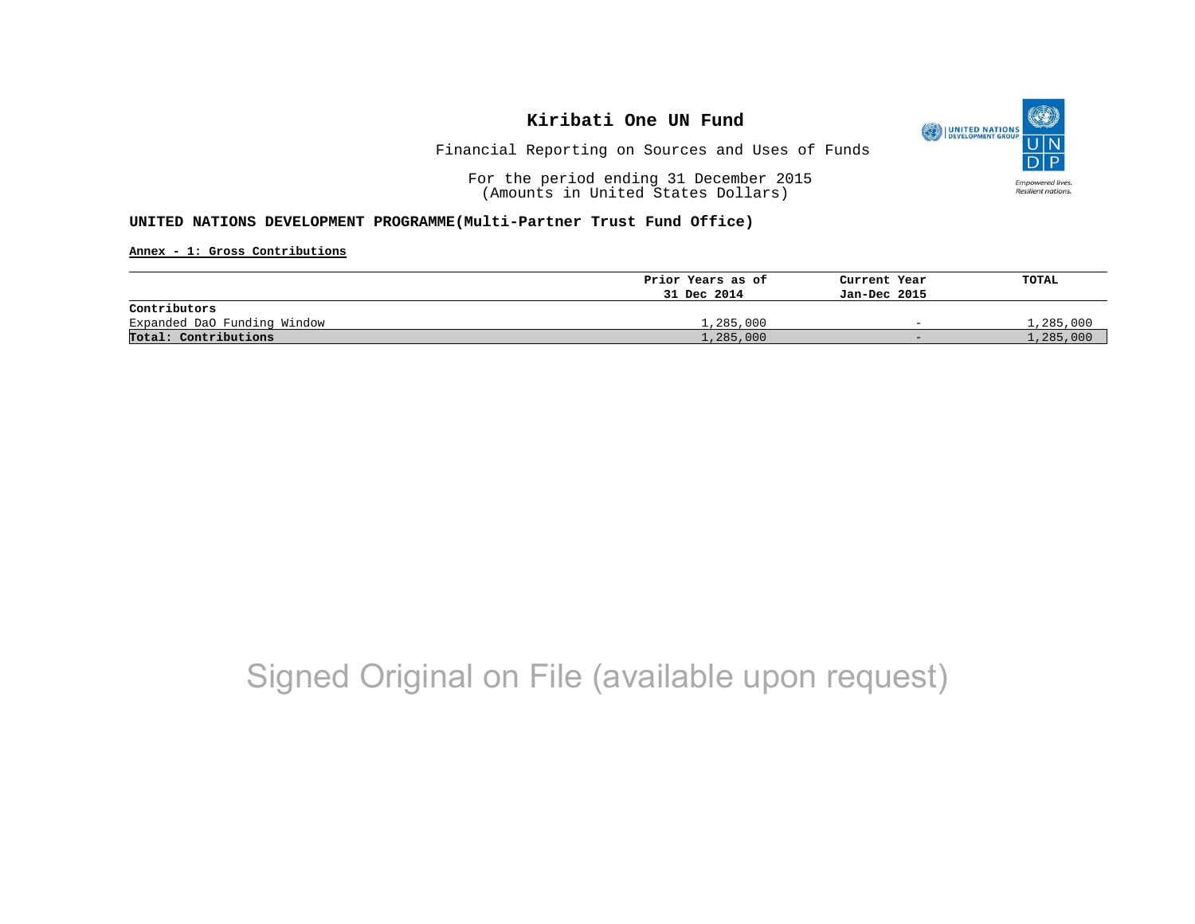# Kiribati One UN Fund

Financial Reporting on Sources and Uses of Funds

For the period ending 31 December 2015
(Amounts in United States Dollars)

**UNITED NATIONS DEVELOPMENT PROGRAMME(Multi-Partner Trust Fund Office)**

**Annex - 1: Gross Contributions**

| | Prior Years as of 31 Dec 2014 | Current Year Jan-Dec 2015 | TOTAL |
|---|---|---|---|
| **Contributors** | | | |
| Expanded DaO Funding Window | 1,285,000 | - | 1,285,000 |
| **Total: Contributions** | 1,285,000 | - | 1,285,000 |

Signed Original on File (available upon request)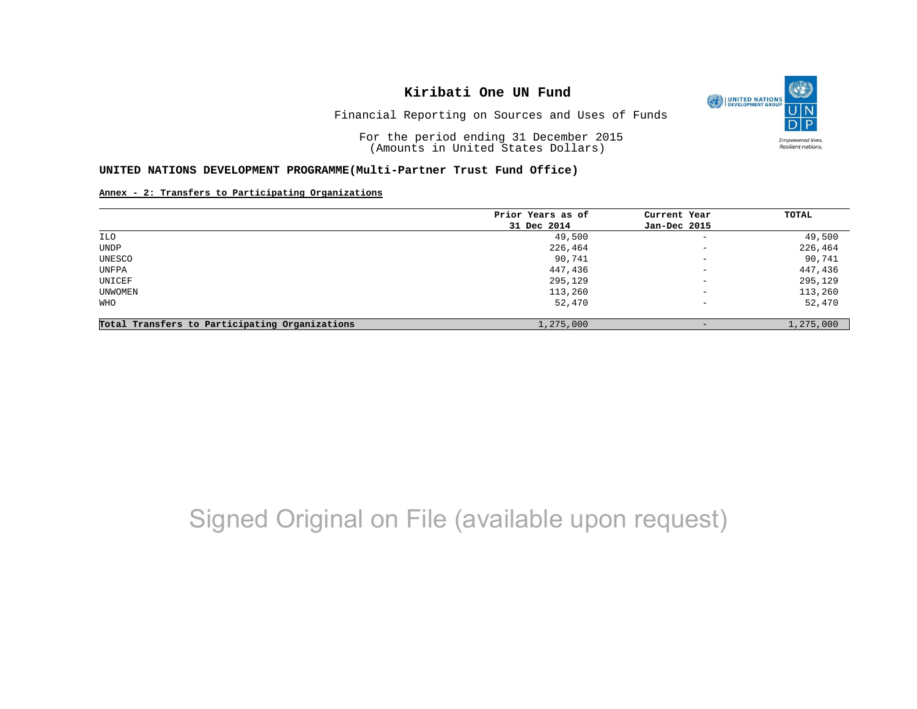# Kiribati One UN Fund

Financial Reporting on Sources and Uses of Funds

For the period ending 31 December 2015
(Amounts in United States Dollars)

**UNITED NATIONS DEVELOPMENT PROGRAMME(Multi-Partner Trust Fund Office)**

**Annex - 2: Transfers to Participating Organizations**

| | Prior Years as of 31 Dec 2014 | Current Year Jan-Dec 2015 | TOTAL |
|---|---|---|---|
| ILO | 49,500 | - | 49,500 |
| UNDP | 226,464 | - | 226,464 |
| UNESCO | 90,741 | - | 90,741 |
| UNFPA | 447,436 | - | 447,436 |
| UNICEF | 295,129 | - | 295,129 |
| UNWOMEN | 113,260 | - | 113,260 |
| WHO | 52,470 | - | 52,470 |
| **Total Transfers to Participating Organizations** | 1,275,000 | - | 1,275,000 |

Signed Original on File (available upon request)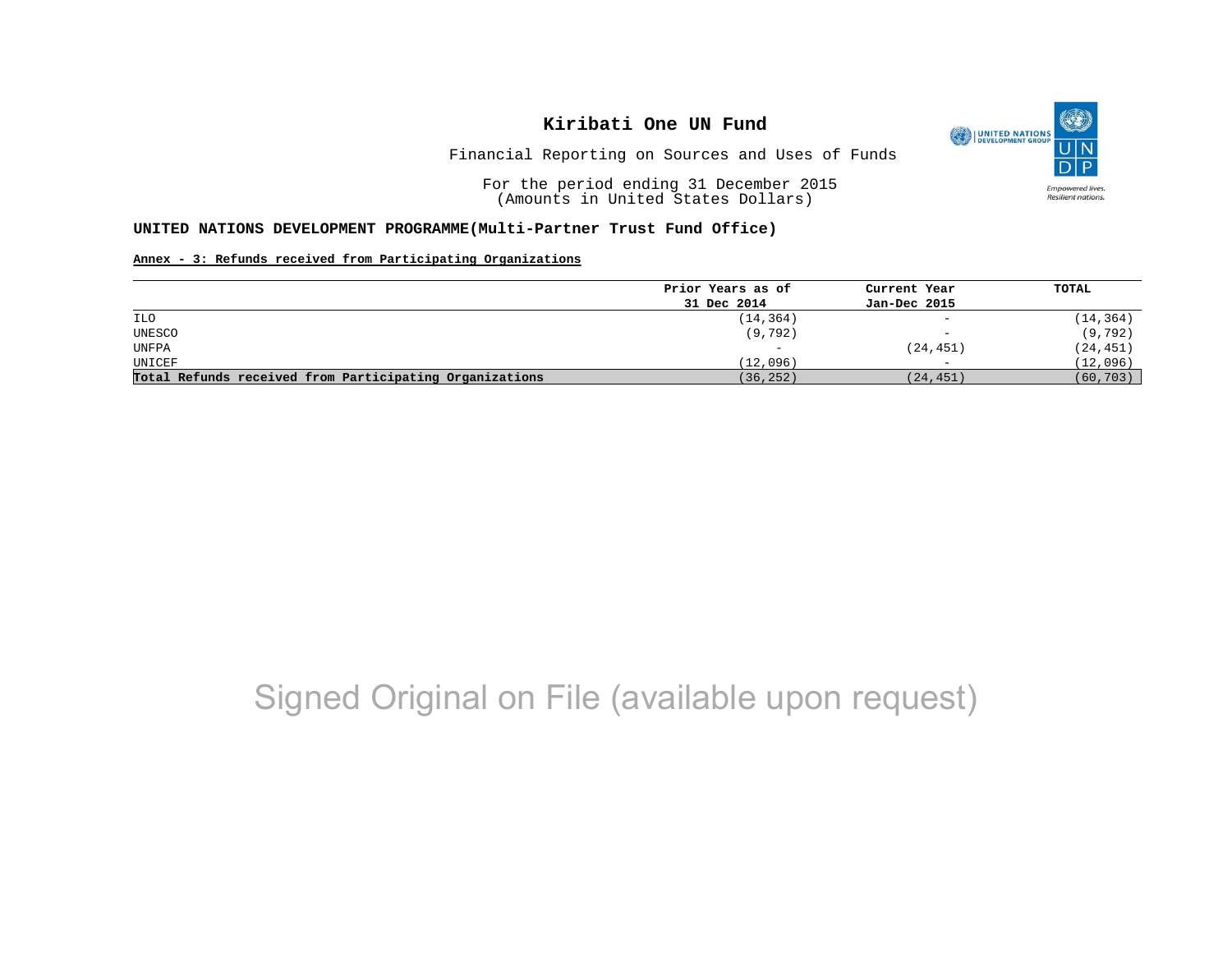# Kiribati One UN Fund

Financial Reporting on Sources and Uses of Funds

For the period ending 31 December 2015
(Amounts in United States Dollars)

**UNITED NATIONS DEVELOPMENT PROGRAMME(Multi-Partner Trust Fund Office)**

**Annex - 3: Refunds received from Participating Organizations**

| | Prior Years as of 31 Dec 2014 | Current Year Jan-Dec 2015 | TOTAL |
|---|---|---|---|
| ILO | (14,364) | - | (14,364) |
| UNESCO | (9,792) | - | (9,792) |
| UNFPA | - | (24,451) | (24,451) |
| UNICEF | (12,096) | - | (12,096) |
| **Total Refunds received from Participating Organizations** | (36,252) | (24,451) | (60,703) |

Signed Original on File (available upon request)